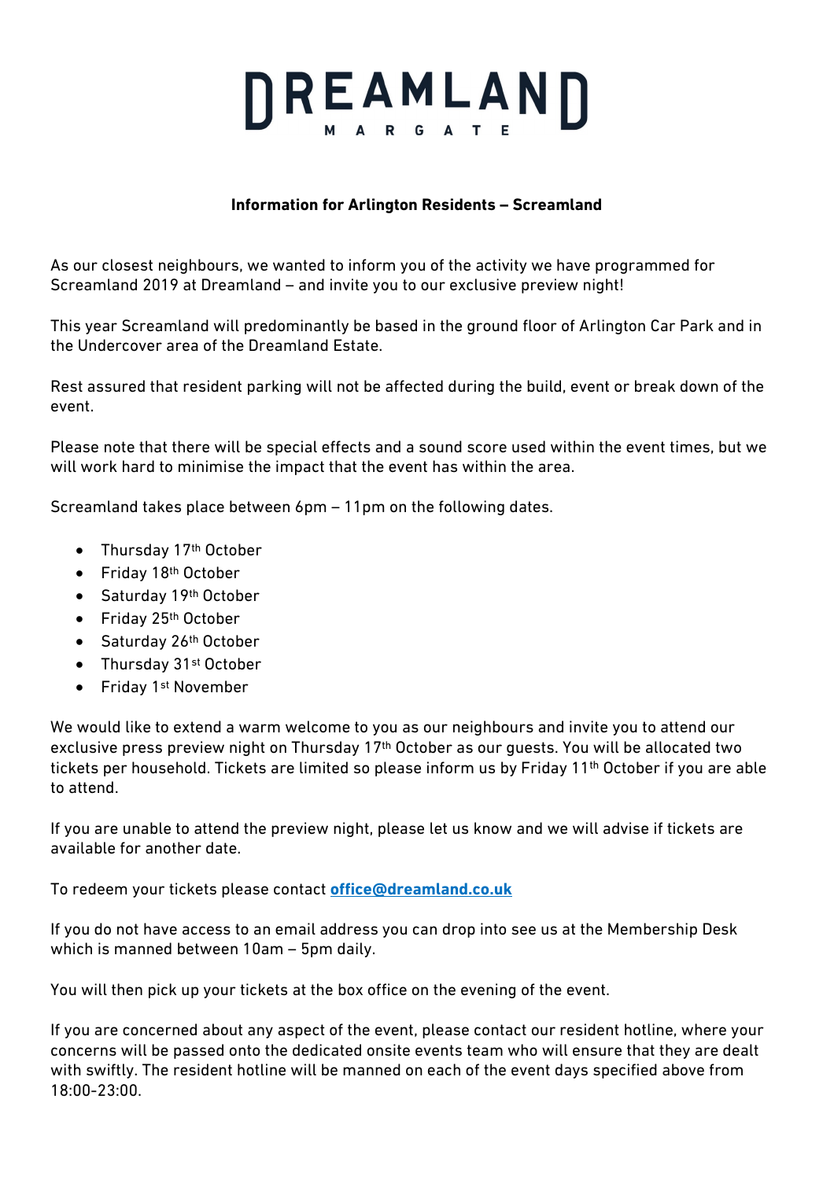# DREAMLAND
MARGATE

**Information for Arlington Residents – Screamland**

As our closest neighbours, we wanted to inform you of the activity we have programmed for Screamland 2019 at Dreamland – and invite you to our exclusive preview night!

This year Screamland will predominantly be based in the ground floor of Arlington Car Park and in the Undercover area of the Dreamland Estate.

Rest assured that resident parking will not be affected during the build, event or break down of the event.

Please note that there will be special effects and a sound score used within the event times, but we will work hard to minimise the impact that the event has within the area.

Screamland takes place between 6pm – 11pm on the following dates.

- Thursday 17th October
- Friday 18th October
- Saturday 19th October
- Friday 25th October
- Saturday 26th October
- Thursday 31st October
- Friday 1st November

We would like to extend a warm welcome to you as our neighbours and invite you to attend our exclusive press preview night on Thursday 17th October as our guests. You will be allocated two tickets per household. Tickets are limited so please inform us by Friday 11th October if you are able to attend.

If you are unable to attend the preview night, please let us know and we will advise if tickets are available for another date.

To redeem your tickets please contact **office@dreamland.co.uk**

If you do not have access to an email address you can drop into see us at the Membership Desk which is manned between 10am – 5pm daily.

You will then pick up your tickets at the box office on the evening of the event.

If you are concerned about any aspect of the event, please contact our resident hotline, where your concerns will be passed onto the dedicated onsite events team who will ensure that they are dealt with swiftly. The resident hotline will be manned on each of the event days specified above from 18:00-23:00.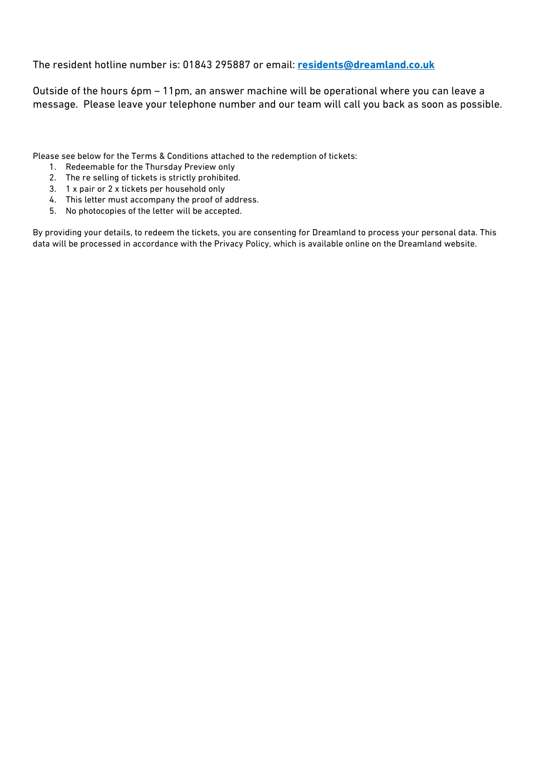The resident hotline number is: 01843 295887 or email: **residents@dreamland.co.uk**

Outside of the hours 6pm – 11pm, an answer machine will be operational where you can leave a message. Please leave your telephone number and our team will call you back as soon as possible.

Please see below for the Terms & Conditions attached to the redemption of tickets:

1. Redeemable for the Thursday Preview only
2. The re selling of tickets is strictly prohibited.
3. 1 x pair or 2 x tickets per household only
4. This letter must accompany the proof of address.
5. No photocopies of the letter will be accepted.

By providing your details, to redeem the tickets, you are consenting for Dreamland to process your personal data. This data will be processed in accordance with the Privacy Policy, which is available online on the Dreamland website.